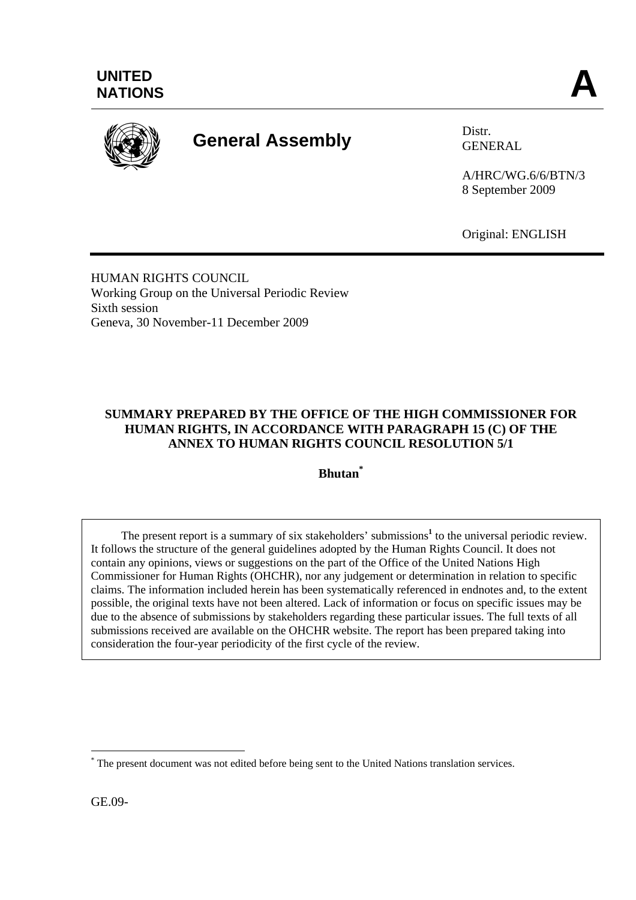**UNITED NATIONS**

**A**

# General Assembly

Distr.
GENERAL

A/HRC/WG.6/6/BTN/3
8 September 2009

Original: ENGLISH

HUMAN RIGHTS COUNCIL
Working Group on the Universal Periodic Review
Sixth session
Geneva, 30 November-11 December 2009

**SUMMARY PREPARED BY THE OFFICE OF THE HIGH COMMISSIONER FOR HUMAN RIGHTS, IN ACCORDANCE WITH PARAGRAPH 15 (C) OF THE ANNEX TO HUMAN RIGHTS COUNCIL RESOLUTION 5/1**

**Bhutan***

The present report is a summary of six stakeholders' submissions[1] to the universal periodic review. It follows the structure of the general guidelines adopted by the Human Rights Council. It does not contain any opinions, views or suggestions on the part of the Office of the United Nations High Commissioner for Human Rights (OHCHR), nor any judgement or determination in relation to specific claims. The information included herein has been systematically referenced in endnotes and, to the extent possible, the original texts have not been altered. Lack of information or focus on specific issues may be due to the absence of submissions by stakeholders regarding these particular issues. The full texts of all submissions received are available on the OHCHR website. The report has been prepared taking into consideration the four-year periodicity of the first cycle of the review.

* The present document was not edited before being sent to the United Nations translation services.

GE.09-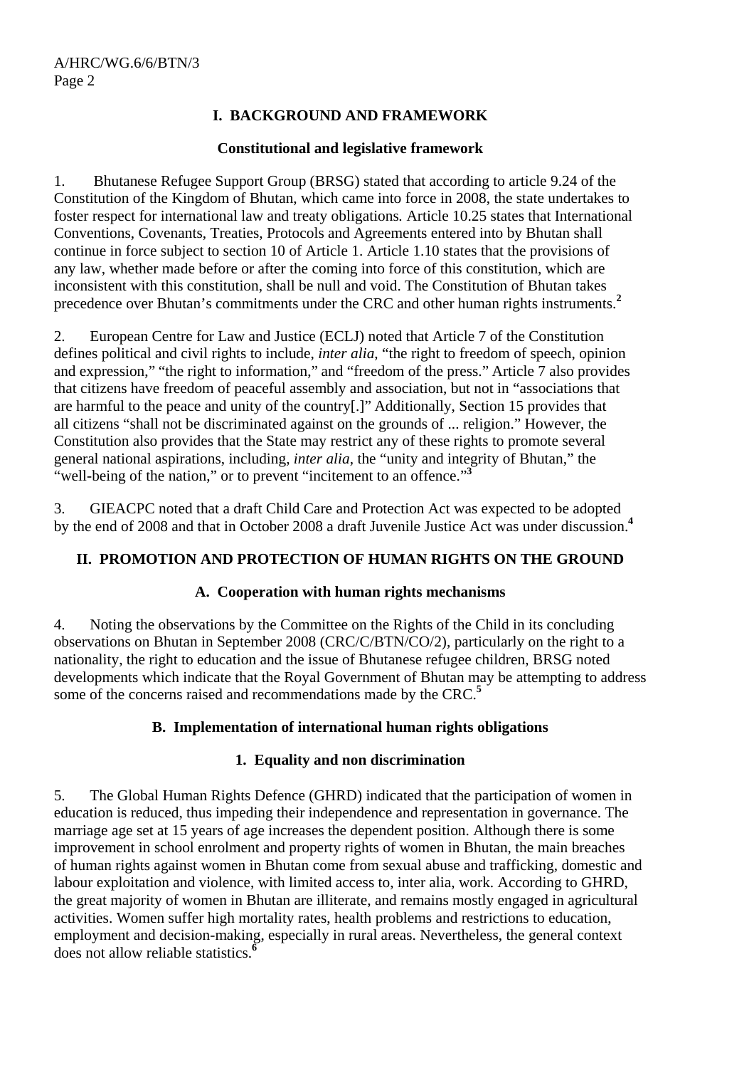# I. BACKGROUND AND FRAMEWORK

## Constitutional and legislative framework

1. Bhutanese Refugee Support Group (BRSG) stated that according to article 9.24 of the Constitution of the Kingdom of Bhutan, which came into force in 2008, the state undertakes to foster respect for international law and treaty obligations. Article 10.25 states that International Conventions, Covenants, Treaties, Protocols and Agreements entered into by Bhutan shall continue in force subject to section 10 of Article 1. Article 1.10 states that the provisions of any law, whether made before or after the coming into force of this constitution, which are inconsistent with this constitution, shall be null and void. The Constitution of Bhutan takes precedence over Bhutan's commitments under the CRC and other human rights instruments.[2]

2. European Centre for Law and Justice (ECLJ) noted that Article 7 of the Constitution defines political and civil rights to include, *inter alia*, "the right to freedom of speech, opinion and expression," "the right to information," and "freedom of the press." Article 7 also provides that citizens have freedom of peaceful assembly and association, but not in "associations that are harmful to the peace and unity of the country[.]" Additionally, Section 15 provides that all citizens "shall not be discriminated against on the grounds of ... religion." However, the Constitution also provides that the State may restrict any of these rights to promote several general national aspirations, including, *inter alia*, the "unity and integrity of Bhutan," the "well-being of the nation," or to prevent "incitement to an offence."[3]

3. GIEACPC noted that a draft Child Care and Protection Act was expected to be adopted by the end of 2008 and that in October 2008 a draft Juvenile Justice Act was under discussion.[4]

# II. PROMOTION AND PROTECTION OF HUMAN RIGHTS ON THE GROUND

## A. Cooperation with human rights mechanisms

4. Noting the observations by the Committee on the Rights of the Child in its concluding observations on Bhutan in September 2008 (CRC/C/BTN/CO/2), particularly on the right to a nationality, the right to education and the issue of Bhutanese refugee children, BRSG noted developments which indicate that the Royal Government of Bhutan may be attempting to address some of the concerns raised and recommendations made by the CRC.[5]

## B. Implementation of international human rights obligations

### 1. Equality and non discrimination

5. The Global Human Rights Defence (GHRD) indicated that the participation of women in education is reduced, thus impeding their independence and representation in governance. The marriage age set at 15 years of age increases the dependent position. Although there is some improvement in school enrolment and property rights of women in Bhutan, the main breaches of human rights against women in Bhutan come from sexual abuse and trafficking, domestic and labour exploitation and violence, with limited access to, inter alia, work. According to GHRD, the great majority of women in Bhutan are illiterate, and remains mostly engaged in agricultural activities. Women suffer high mortality rates, health problems and restrictions to education, employment and decision-making, especially in rural areas. Nevertheless, the general context does not allow reliable statistics.[6]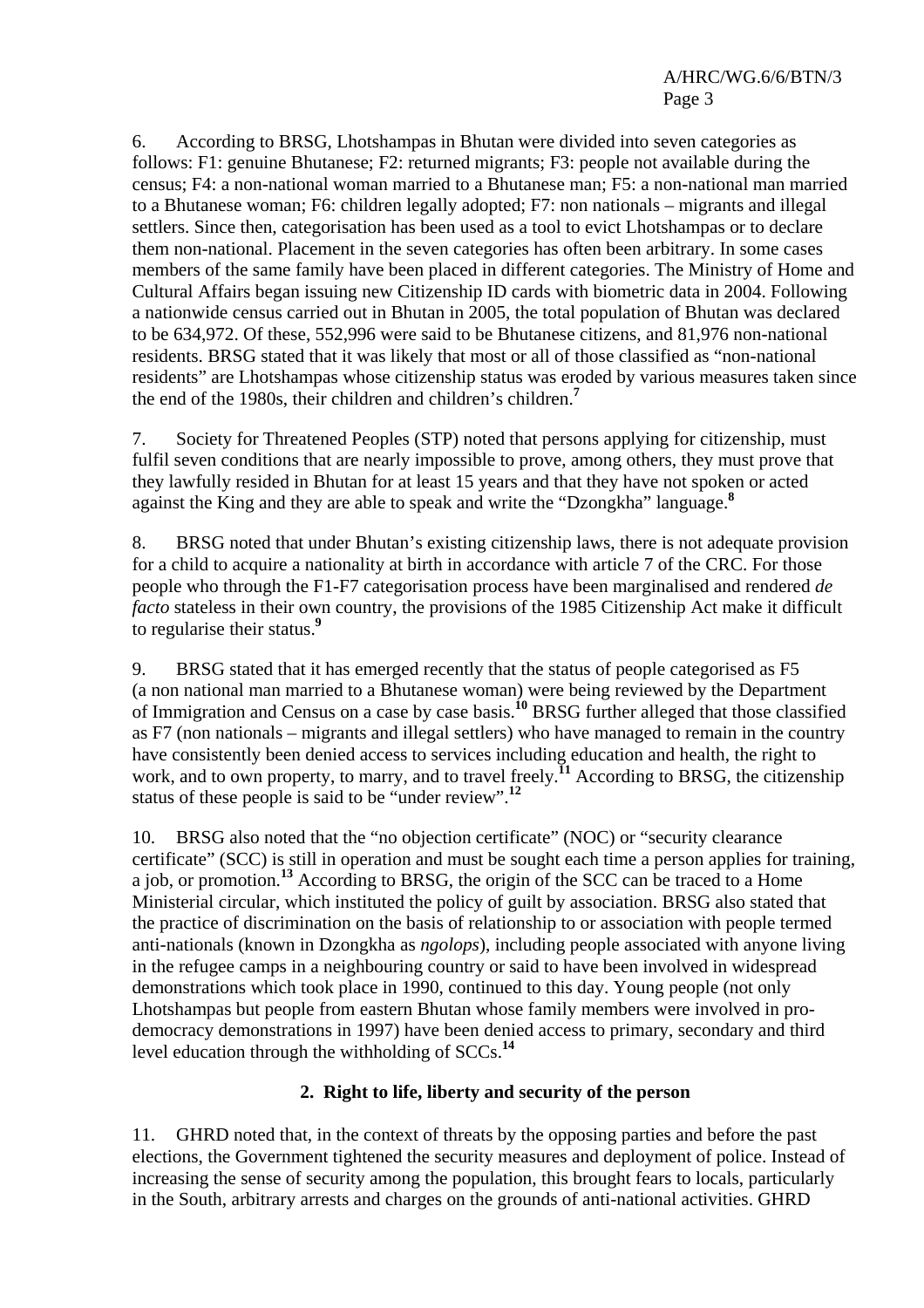6. According to BRSG, Lhotshampas in Bhutan were divided into seven categories as follows: F1: genuine Bhutanese; F2: returned migrants; F3: people not available during the census; F4: a non-national woman married to a Bhutanese man; F5: a non-national man married to a Bhutanese woman; F6: children legally adopted; F7: non nationals – migrants and illegal settlers. Since then, categorisation has been used as a tool to evict Lhotshampas or to declare them non-national. Placement in the seven categories has often been arbitrary. In some cases members of the same family have been placed in different categories. The Ministry of Home and Cultural Affairs began issuing new Citizenship ID cards with biometric data in 2004. Following a nationwide census carried out in Bhutan in 2005, the total population of Bhutan was declared to be 634,972. Of these, 552,996 were said to be Bhutanese citizens, and 81,976 non-national residents. BRSG stated that it was likely that most or all of those classified as "non-national residents" are Lhotshampas whose citizenship status was eroded by various measures taken since the end of the 1980s, their children and children's children.[7]

7. Society for Threatened Peoples (STP) noted that persons applying for citizenship, must fulfil seven conditions that are nearly impossible to prove, among others, they must prove that they lawfully resided in Bhutan for at least 15 years and that they have not spoken or acted against the King and they are able to speak and write the "Dzongkha" language.[8]

8. BRSG noted that under Bhutan's existing citizenship laws, there is not adequate provision for a child to acquire a nationality at birth in accordance with article 7 of the CRC. For those people who through the F1-F7 categorisation process have been marginalised and rendered *de facto* stateless in their own country, the provisions of the 1985 Citizenship Act make it difficult to regularise their status.[9]

9. BRSG stated that it has emerged recently that the status of people categorised as F5 (a non national man married to a Bhutanese woman) were being reviewed by the Department of Immigration and Census on a case by case basis.[10] BRSG further alleged that those classified as F7 (non nationals – migrants and illegal settlers) who have managed to remain in the country have consistently been denied access to services including education and health, the right to work, and to own property, to marry, and to travel freely.[11] According to BRSG, the citizenship status of these people is said to be "under review".[12]

10. BRSG also noted that the "no objection certificate" (NOC) or "security clearance certificate" (SCC) is still in operation and must be sought each time a person applies for training, a job, or promotion.[13] According to BRSG, the origin of the SCC can be traced to a Home Ministerial circular, which instituted the policy of guilt by association. BRSG also stated that the practice of discrimination on the basis of relationship to or association with people termed anti-nationals (known in Dzongkha as *ngolops*), including people associated with anyone living in the refugee camps in a neighbouring country or said to have been involved in widespread demonstrations which took place in 1990, continued to this day. Young people (not only Lhotshampas but people from eastern Bhutan whose family members were involved in pro-democracy demonstrations in 1997) have been denied access to primary, secondary and third level education through the withholding of SCCs.[14]

### 2. Right to life, liberty and security of the person

11. GHRD noted that, in the context of threats by the opposing parties and before the past elections, the Government tightened the security measures and deployment of police. Instead of increasing the sense of security among the population, this brought fears to locals, particularly in the South, arbitrary arrests and charges on the grounds of anti-national activities. GHRD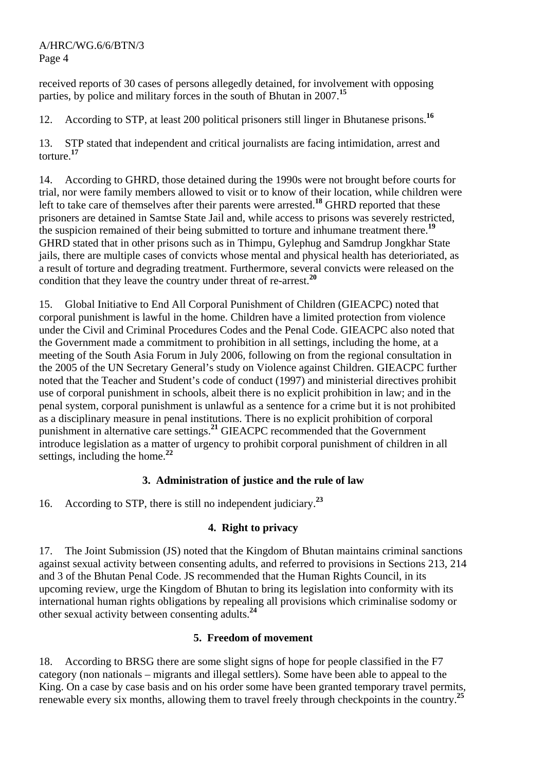received reports of 30 cases of persons allegedly detained, for involvement with opposing parties, by police and military forces in the south of Bhutan in 2007.[15]

12. According to STP, at least 200 political prisoners still linger in Bhutanese prisons.[16]

13. STP stated that independent and critical journalists are facing intimidation, arrest and torture.[17]

14. According to GHRD, those detained during the 1990s were not brought before courts for trial, nor were family members allowed to visit or to know of their location, while children were left to take care of themselves after their parents were arrested.[18] GHRD reported that these prisoners are detained in Samtse State Jail and, while access to prisons was severely restricted, the suspicion remained of their being submitted to torture and inhumane treatment there.[19] GHRD stated that in other prisons such as in Thimpu, Gylephug and Samdrup Jongkhar State jails, there are multiple cases of convicts whose mental and physical health has deterioriated, as a result of torture and degrading treatment. Furthermore, several convicts were released on the condition that they leave the country under threat of re-arrest.[20]

15. Global Initiative to End All Corporal Punishment of Children (GIEACPC) noted that corporal punishment is lawful in the home. Children have a limited protection from violence under the Civil and Criminal Procedures Codes and the Penal Code. GIEACPC also noted that the Government made a commitment to prohibition in all settings, including the home, at a meeting of the South Asia Forum in July 2006, following on from the regional consultation in the 2005 of the UN Secretary General's study on Violence against Children. GIEACPC further noted that the Teacher and Student's code of conduct (1997) and ministerial directives prohibit use of corporal punishment in schools, albeit there is no explicit prohibition in law; and in the penal system, corporal punishment is unlawful as a sentence for a crime but it is not prohibited as a disciplinary measure in penal institutions. There is no explicit prohibition of corporal punishment in alternative care settings.[21] GIEACPC recommended that the Government introduce legislation as a matter of urgency to prohibit corporal punishment of children in all settings, including the home.[22]

### 3. Administration of justice and the rule of law

16. According to STP, there is still no independent judiciary.[23]

### 4. Right to privacy

17. The Joint Submission (JS) noted that the Kingdom of Bhutan maintains criminal sanctions against sexual activity between consenting adults, and referred to provisions in Sections 213, 214 and 3 of the Bhutan Penal Code. JS recommended that the Human Rights Council, in its upcoming review, urge the Kingdom of Bhutan to bring its legislation into conformity with its international human rights obligations by repealing all provisions which criminalise sodomy or other sexual activity between consenting adults.[24]

### 5. Freedom of movement

18. According to BRSG there are some slight signs of hope for people classified in the F7 category (non nationals – migrants and illegal settlers). Some have been able to appeal to the King. On a case by case basis and on his order some have been granted temporary travel permits, renewable every six months, allowing them to travel freely through checkpoints in the country.[25]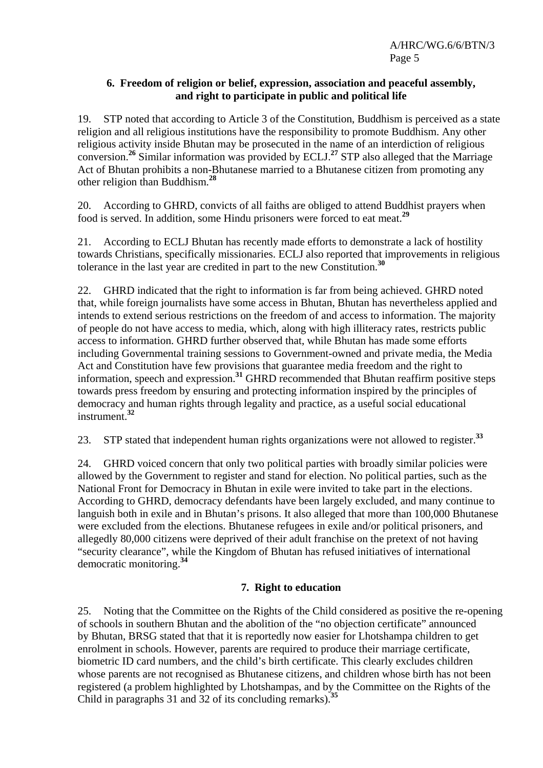### 6. Freedom of religion or belief, expression, association and peaceful assembly, and right to participate in public and political life

19. STP noted that according to Article 3 of the Constitution, Buddhism is perceived as a state religion and all religious institutions have the responsibility to promote Buddhism. Any other religious activity inside Bhutan may be prosecuted in the name of an interdiction of religious conversion.[26] Similar information was provided by ECLJ.[27] STP also alleged that the Marriage Act of Bhutan prohibits a non-Bhutanese married to a Bhutanese citizen from promoting any other religion than Buddhism.[28]

20. According to GHRD, convicts of all faiths are obliged to attend Buddhist prayers when food is served. In addition, some Hindu prisoners were forced to eat meat.[29]

21. According to ECLJ Bhutan has recently made efforts to demonstrate a lack of hostility towards Christians, specifically missionaries. ECLJ also reported that improvements in religious tolerance in the last year are credited in part to the new Constitution.[30]

22. GHRD indicated that the right to information is far from being achieved. GHRD noted that, while foreign journalists have some access in Bhutan, Bhutan has nevertheless applied and intends to extend serious restrictions on the freedom of and access to information. The majority of people do not have access to media, which, along with high illiteracy rates, restricts public access to information. GHRD further observed that, while Bhutan has made some efforts including Governmental training sessions to Government-owned and private media, the Media Act and Constitution have few provisions that guarantee media freedom and the right to information, speech and expression.[31] GHRD recommended that Bhutan reaffirm positive steps towards press freedom by ensuring and protecting information inspired by the principles of democracy and human rights through legality and practice, as a useful social educational instrument.[32]

23. STP stated that independent human rights organizations were not allowed to register.[33]

24. GHRD voiced concern that only two political parties with broadly similar policies were allowed by the Government to register and stand for election. No political parties, such as the National Front for Democracy in Bhutan in exile were invited to take part in the elections. According to GHRD, democracy defendants have been largely excluded, and many continue to languish both in exile and in Bhutan's prisons. It also alleged that more than 100,000 Bhutanese were excluded from the elections. Bhutanese refugees in exile and/or political prisoners, and allegedly 80,000 citizens were deprived of their adult franchise on the pretext of not having "security clearance", while the Kingdom of Bhutan has refused initiatives of international democratic monitoring.[34]

### 7. Right to education

25. Noting that the Committee on the Rights of the Child considered as positive the re-opening of schools in southern Bhutan and the abolition of the "no objection certificate" announced by Bhutan, BRSG stated that that it is reportedly now easier for Lhotshampa children to get enrolment in schools. However, parents are required to produce their marriage certificate, biometric ID card numbers, and the child's birth certificate. This clearly excludes children whose parents are not recognised as Bhutanese citizens, and children whose birth has not been registered (a problem highlighted by Lhotshampas, and by the Committee on the Rights of the Child in paragraphs 31 and 32 of its concluding remarks).[35]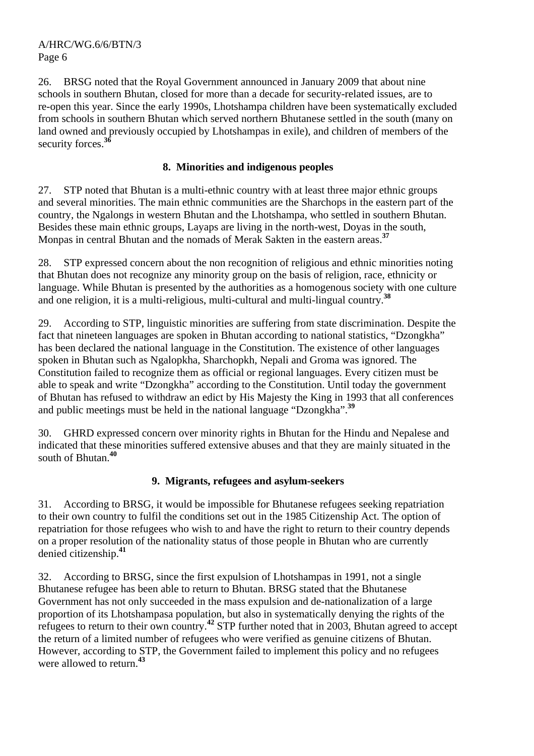26. BRSG noted that the Royal Government announced in January 2009 that about nine schools in southern Bhutan, closed for more than a decade for security-related issues, are to re-open this year. Since the early 1990s, Lhotshampa children have been systematically excluded from schools in southern Bhutan which served northern Bhutanese settled in the south (many on land owned and previously occupied by Lhotshampas in exile), and children of members of the security forces.[36]

### 8. Minorities and indigenous peoples

27. STP noted that Bhutan is a multi-ethnic country with at least three major ethnic groups and several minorities. The main ethnic communities are the Sharchops in the eastern part of the country, the Ngalongs in western Bhutan and the Lhotshampa, who settled in southern Bhutan. Besides these main ethnic groups, Layaps are living in the north-west, Doyas in the south, Monpas in central Bhutan and the nomads of Merak Sakten in the eastern areas.[37]

28. STP expressed concern about the non recognition of religious and ethnic minorities noting that Bhutan does not recognize any minority group on the basis of religion, race, ethnicity or language. While Bhutan is presented by the authorities as a homogenous society with one culture and one religion, it is a multi-religious, multi-cultural and multi-lingual country.[38]

29. According to STP, linguistic minorities are suffering from state discrimination. Despite the fact that nineteen languages are spoken in Bhutan according to national statistics, "Dzongkha" has been declared the national language in the Constitution. The existence of other languages spoken in Bhutan such as Ngalopkha, Sharchopkh, Nepali and Groma was ignored. The Constitution failed to recognize them as official or regional languages. Every citizen must be able to speak and write "Dzongkha" according to the Constitution. Until today the government of Bhutan has refused to withdraw an edict by His Majesty the King in 1993 that all conferences and public meetings must be held in the national language "Dzongkha".[39]

30. GHRD expressed concern over minority rights in Bhutan for the Hindu and Nepalese and indicated that these minorities suffered extensive abuses and that they are mainly situated in the south of Bhutan.[40]

### 9. Migrants, refugees and asylum-seekers

31. According to BRSG, it would be impossible for Bhutanese refugees seeking repatriation to their own country to fulfil the conditions set out in the 1985 Citizenship Act. The option of repatriation for those refugees who wish to and have the right to return to their country depends on a proper resolution of the nationality status of those people in Bhutan who are currently denied citizenship.[41]

32. According to BRSG, since the first expulsion of Lhotshampas in 1991, not a single Bhutanese refugee has been able to return to Bhutan. BRSG stated that the Bhutanese Government has not only succeeded in the mass expulsion and de-nationalization of a large proportion of its Lhotshampasa population, but also in systematically denying the rights of the refugees to return to their own country.[42] STP further noted that in 2003, Bhutan agreed to accept the return of a limited number of refugees who were verified as genuine citizens of Bhutan. However, according to STP, the Government failed to implement this policy and no refugees were allowed to return.[43]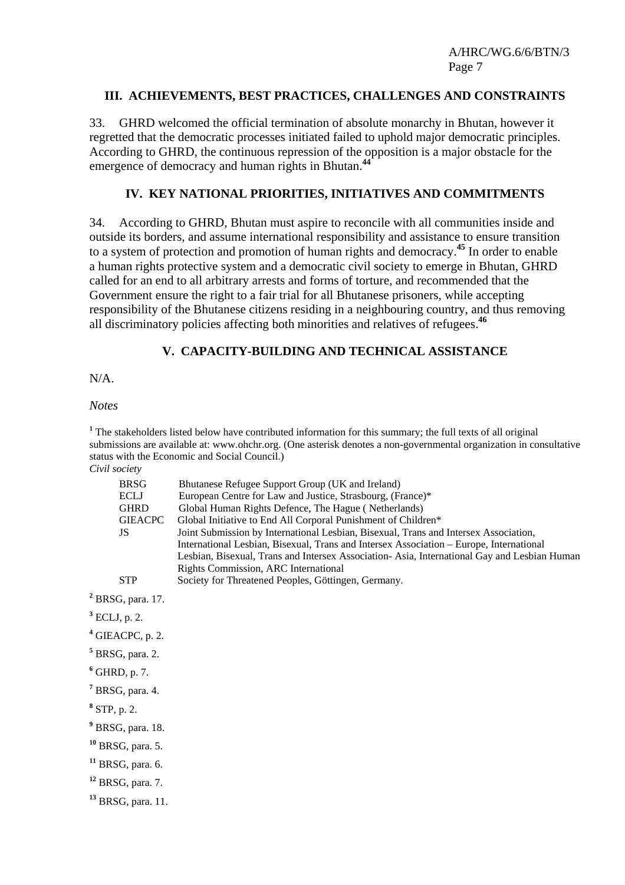## III. ACHIEVEMENTS, BEST PRACTICES, CHALLENGES AND CONSTRAINTS

33. GHRD welcomed the official termination of absolute monarchy in Bhutan, however it regretted that the democratic processes initiated failed to uphold major democratic principles. According to GHRD, the continuous repression of the opposition is a major obstacle for the emergence of democracy and human rights in Bhutan.[44]

## IV. KEY NATIONAL PRIORITIES, INITIATIVES AND COMMITMENTS

34. According to GHRD, Bhutan must aspire to reconcile with all communities inside and outside its borders, and assume international responsibility and assistance to ensure transition to a system of protection and promotion of human rights and democracy.[45] In order to enable a human rights protective system and a democratic civil society to emerge in Bhutan, GHRD called for an end to all arbitrary arrests and forms of torture, and recommended that the Government ensure the right to a fair trial for all Bhutanese prisoners, while accepting responsibility of the Bhutanese citizens residing in a neighbouring country, and thus removing all discriminatory policies affecting both minorities and relatives of refugees.[46]

## V. CAPACITY-BUILDING AND TECHNICAL ASSISTANCE

N/A.

*Notes*

[1] The stakeholders listed below have contributed information for this summary; the full texts of all original submissions are available at: www.ohchr.org. (One asterisk denotes a non-governmental organization in consultative status with the Economic and Social Council.)

*Civil society*

| | |
|---|---|
| BRSG | Bhutanese Refugee Support Group (UK and Ireland) |
| ECLJ | European Centre for Law and Justice, Strasbourg, (France)* |
| GHRD | Global Human Rights Defence, The Hague ( Netherlands) |
| GIEACPC | Global Initiative to End All Corporal Punishment of Children* |
| JS | Joint Submission by International Lesbian, Bisexual, Trans and Intersex Association, International Lesbian, Bisexual, Trans and Intersex Association – Europe, International Lesbian, Bisexual, Trans and Intersex Association- Asia, International Gay and Lesbian Human Rights Commission, ARC International |
| STP | Society for Threatened Peoples, Göttingen, Germany. |

[2] BRSG, para. 17.

[3] ECLJ, p. 2.

[4] GIEACPC, p. 2.

[5] BRSG, para. 2.

[6] GHRD, p. 7.

[7] BRSG, para. 4.

[8] STP, p. 2.

[9] BRSG, para. 18.

[10] BRSG, para. 5.

[11] BRSG, para. 6.

[12] BRSG, para. 7.

[13] BRSG, para. 11.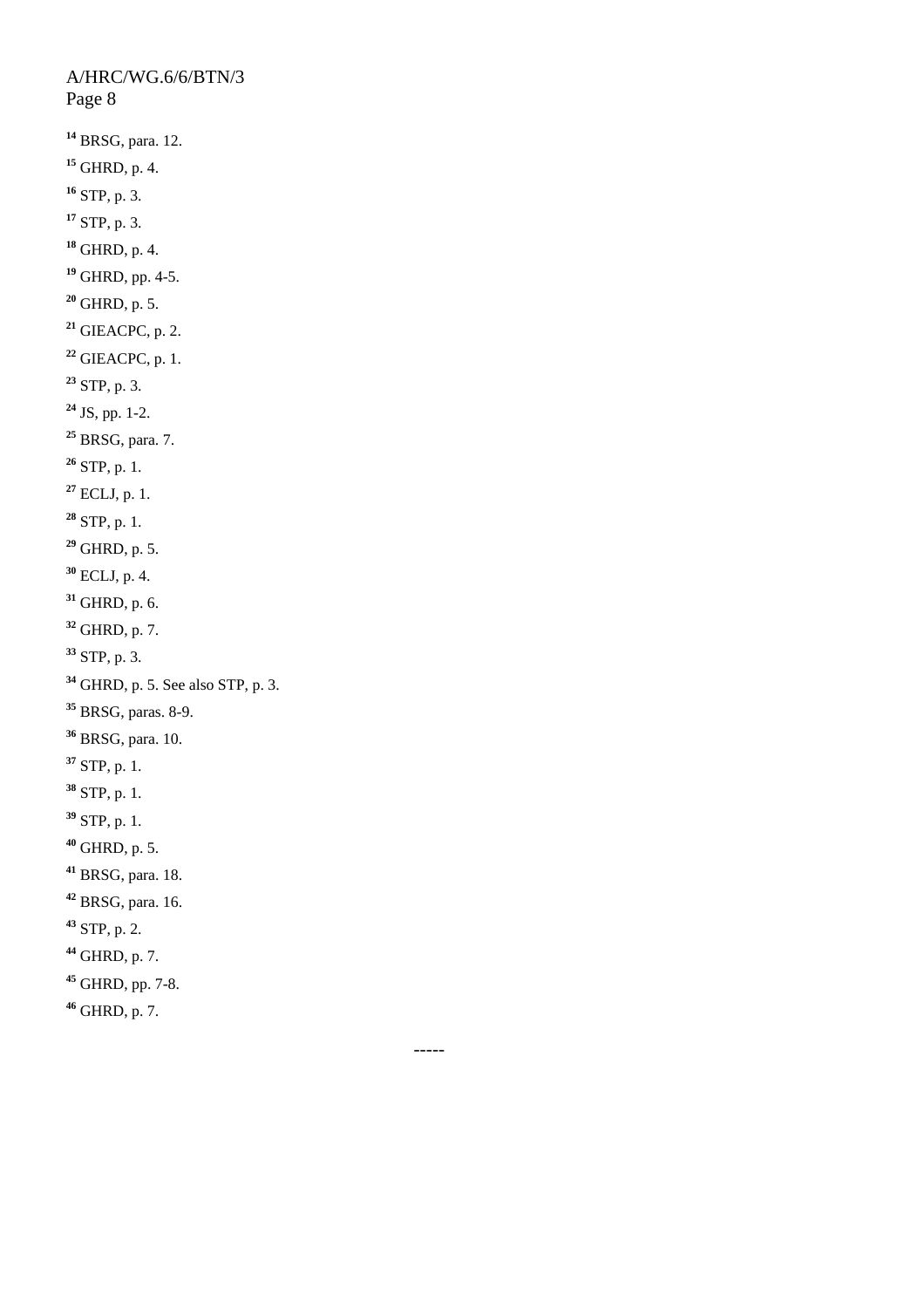[14] BRSG, para. 12.

[15] GHRD, p. 4.

[16] STP, p. 3.

[17] STP, p. 3.

[18] GHRD, p. 4.

[19] GHRD, pp. 4-5.

[20] GHRD, p. 5.

[21] GIEACPC, p. 2.

[22] GIEACPC, p. 1.

[23] STP, p. 3.

[24] JS, pp. 1-2.

[25] BRSG, para. 7.

[26] STP, p. 1.

[27] ECLJ, p. 1.

[28] STP, p. 1.

[29] GHRD, p. 5.

[30] ECLJ, p. 4.

[31] GHRD, p. 6.

[32] GHRD, p. 7.

[33] STP, p. 3.

[34] GHRD, p. 5. See also STP, p. 3.

[35] BRSG, paras. 8-9.

[36] BRSG, para. 10.

[37] STP, p. 1.

[38] STP, p. 1.

[39] STP, p. 1.

[40] GHRD, p. 5.

[41] BRSG, para. 18.

[42] BRSG, para. 16.

[43] STP, p. 2.

[44] GHRD, p. 7.

[45] GHRD, pp. 7-8.

[46] GHRD, p. 7.

-----